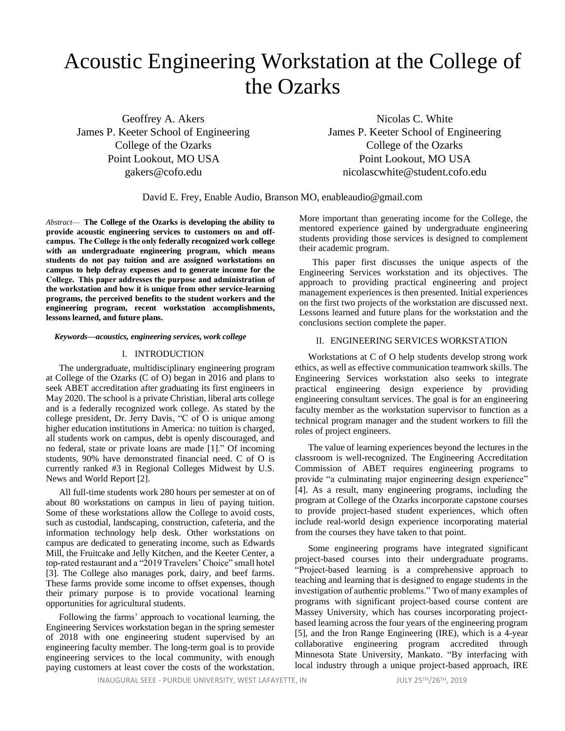# Acoustic Engineering Workstation at the College of the Ozarks

Geoffrey A. Akers
James P. Keeter School of Engineering
College of the Ozarks
Point Lookout, MO USA
gakers@cofo.edu

Nicolas C. White
James P. Keeter School of Engineering
College of the Ozarks
Point Lookout, MO USA
nicolascwhite@student.cofo.edu

David E. Frey, Enable Audio, Branson MO, enableaudio@gmail.com

*Abstract*— **The College of the Ozarks is developing the ability to provide acoustic engineering services to customers on and off-campus. The College is the only federally recognized work college with an undergraduate engineering program, which means students do not pay tuition and are assigned workstations on campus to help defray expenses and to generate income for the College. This paper addresses the purpose and administration of the workstation and how it is unique from other service-learning programs, the perceived benefits to the student workers and the engineering program, recent workstation accomplishments, lessons learned, and future plans.**

***Keywords—acoustics, engineering services, work college***

## I. INTRODUCTION

The undergraduate, multidisciplinary engineering program at College of the Ozarks (C of O) began in 2016 and plans to seek ABET accreditation after graduating its first engineers in May 2020. The school is a private Christian, liberal arts college and is a federally recognized work college. As stated by the college president, Dr. Jerry Davis, "C of O is unique among higher education institutions in America: no tuition is charged, all students work on campus, debt is openly discouraged, and no federal, state or private loans are made [1]." Of incoming students, 90% have demonstrated financial need. C of O is currently ranked #3 in Regional Colleges Midwest by U.S. News and World Report [2].

All full-time students work 280 hours per semester at on of about 80 workstations on campus in lieu of paying tuition. Some of these workstations allow the College to avoid costs, such as custodial, landscaping, construction, cafeteria, and the information technology help desk. Other workstations on campus are dedicated to generating income, such as Edwards Mill, the Fruitcake and Jelly Kitchen, and the Keeter Center, a top-rated restaurant and a "2019 Travelers' Choice" small hotel [3]. The College also manages pork, dairy, and beef farms. These farms provide some income to offset expenses, though their primary purpose is to provide vocational learning opportunities for agricultural students.

Following the farms' approach to vocational learning, the Engineering Services workstation began in the spring semester of 2018 with one engineering student supervised by an engineering faculty member. The long-term goal is to provide engineering services to the local community, with enough paying customers at least cover the costs of the workstation. More important than generating income for the College, the mentored experience gained by undergraduate engineering students providing those services is designed to complement their academic program.

This paper first discusses the unique aspects of the Engineering Services workstation and its objectives. The approach to providing practical engineering and project management experiences is then presented. Initial experiences on the first two projects of the workstation are discussed next. Lessons learned and future plans for the workstation and the conclusions section complete the paper.

## II. ENGINEERING SERVICES WORKSTATION

Workstations at C of O help students develop strong work ethics, as well as effective communication teamwork skills. The Engineering Services workstation also seeks to integrate practical engineering design experience by providing engineering consultant services. The goal is for an engineering faculty member as the workstation supervisor to function as a technical program manager and the student workers to fill the roles of project engineers.

The value of learning experiences beyond the lectures in the classroom is well-recognized. The Engineering Accreditation Commission of ABET requires engineering programs to provide "a culminating major engineering design experience" [4]. As a result, many engineering programs, including the program at College of the Ozarks incorporate capstone courses to provide project-based student experiences, which often include real-world design experience incorporating material from the courses they have taken to that point.

Some engineering programs have integrated significant project-based courses into their undergraduate programs. "Project-based learning is a comprehensive approach to teaching and learning that is designed to engage students in the investigation of authentic problems." Two of many examples of programs with significant project-based course content are Massey University, which has courses incorporating project-based learning across the four years of the engineering program [5], and the Iron Range Engineering (IRE), which is a 4-year collaborative engineering program accredited through Minnesota State University, Mankato. "By interfacing with local industry through a unique project-based approach, IRE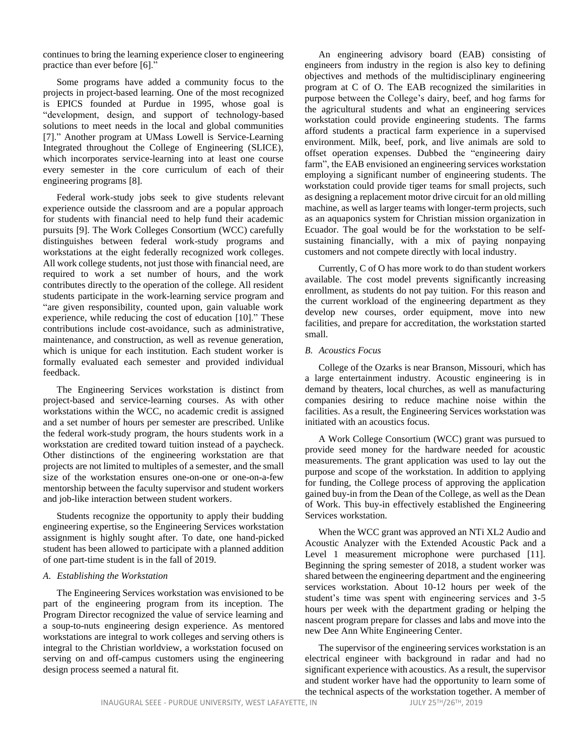continues to bring the learning experience closer to engineering practice than ever before [6]."

Some programs have added a community focus to the projects in project-based learning. One of the most recognized is EPICS founded at Purdue in 1995, whose goal is "development, design, and support of technology-based solutions to meet needs in the local and global communities [7]." Another program at UMass Lowell is Service-Learning Integrated throughout the College of Engineering (SLICE), which incorporates service-learning into at least one course every semester in the core curriculum of each of their engineering programs [8].

Federal work-study jobs seek to give students relevant experience outside the classroom and are a popular approach for students with financial need to help fund their academic pursuits [9]. The Work Colleges Consortium (WCC) carefully distinguishes between federal work-study programs and workstations at the eight federally recognized work colleges. All work college students, not just those with financial need, are required to work a set number of hours, and the work contributes directly to the operation of the college. All resident students participate in the work-learning service program and "are given responsibility, counted upon, gain valuable work experience, while reducing the cost of education [10]." These contributions include cost-avoidance, such as administrative, maintenance, and construction, as well as revenue generation, which is unique for each institution. Each student worker is formally evaluated each semester and provided individual feedback.

The Engineering Services workstation is distinct from project-based and service-learning courses. As with other workstations within the WCC, no academic credit is assigned and a set number of hours per semester are prescribed. Unlike the federal work-study program, the hours students work in a workstation are credited toward tuition instead of a paycheck. Other distinctions of the engineering workstation are that projects are not limited to multiples of a semester, and the small size of the workstation ensures one-on-one or one-on-a-few mentorship between the faculty supervisor and student workers and job-like interaction between student workers.

Students recognize the opportunity to apply their budding engineering expertise, so the Engineering Services workstation assignment is highly sought after. To date, one hand-picked student has been allowed to participate with a planned addition of one part-time student is in the fall of 2019.

### *A. Establishing the Workstation*

The Engineering Services workstation was envisioned to be part of the engineering program from its inception. The Program Director recognized the value of service learning and a soup-to-nuts engineering design experience. As mentored workstations are integral to work colleges and serving others is integral to the Christian worldview, a workstation focused on serving on and off-campus customers using the engineering design process seemed a natural fit.

An engineering advisory board (EAB) consisting of engineers from industry in the region is also key to defining objectives and methods of the multidisciplinary engineering program at C of O. The EAB recognized the similarities in purpose between the College's dairy, beef, and hog farms for the agricultural students and what an engineering services workstation could provide engineering students. The farms afford students a practical farm experience in a supervised environment. Milk, beef, pork, and live animals are sold to offset operation expenses. Dubbed the "engineering dairy farm", the EAB envisioned an engineering services workstation employing a significant number of engineering students. The workstation could provide tiger teams for small projects, such as designing a replacement motor drive circuit for an old milling machine, as well as larger teams with longer-term projects, such as an aquaponics system for Christian mission organization in Ecuador. The goal would be for the workstation to be self-sustaining financially, with a mix of paying nonpaying customers and not compete directly with local industry.

Currently, C of O has more work to do than student workers available. The cost model prevents significantly increasing enrollment, as students do not pay tuition. For this reason and the current workload of the engineering department as they develop new courses, order equipment, move into new facilities, and prepare for accreditation, the workstation started small.

### *B. Acoustics Focus*

College of the Ozarks is near Branson, Missouri, which has a large entertainment industry. Acoustic engineering is in demand by theaters, local churches, as well as manufacturing companies desiring to reduce machine noise within the facilities. As a result, the Engineering Services workstation was initiated with an acoustics focus.

A Work College Consortium (WCC) grant was pursued to provide seed money for the hardware needed for acoustic measurements. The grant application was used to lay out the purpose and scope of the workstation. In addition to applying for funding, the College process of approving the application gained buy-in from the Dean of the College, as well as the Dean of Work. This buy-in effectively established the Engineering Services workstation.

When the WCC grant was approved an NTi XL2 Audio and Acoustic Analyzer with the Extended Acoustic Pack and a Level 1 measurement microphone were purchased [11]. Beginning the spring semester of 2018, a student worker was shared between the engineering department and the engineering services workstation. About 10-12 hours per week of the student's time was spent with engineering services and 3-5 hours per week with the department grading or helping the nascent program prepare for classes and labs and move into the new Dee Ann White Engineering Center.

The supervisor of the engineering services workstation is an electrical engineer with background in radar and had no significant experience with acoustics. As a result, the supervisor and student worker have had the opportunity to learn some of the technical aspects of the workstation together. A member of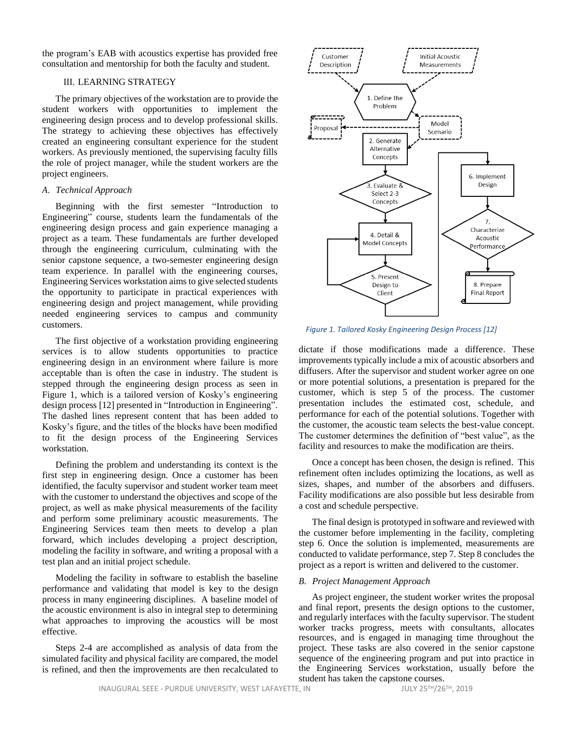the program's EAB with acoustics expertise has provided free consultation and mentorship for both the faculty and student.

## III. LEARNING STRATEGY

The primary objectives of the workstation are to provide the student workers with opportunities to implement the engineering design process and to develop professional skills. The strategy to achieving these objectives has effectively created an engineering consultant experience for the student workers. As previously mentioned, the supervising faculty fills the role of project manager, while the student workers are the project engineers.

### *A. Technical Approach*

Beginning with the first semester "Introduction to Engineering" course, students learn the fundamentals of the engineering design process and gain experience managing a project as a team. These fundamentals are further developed through the engineering curriculum, culminating with the senior capstone sequence, a two-semester engineering design team experience. In parallel with the engineering courses, Engineering Services workstation aims to give selected students the opportunity to participate in practical experiences with engineering design and project management, while providing needed engineering services to campus and community customers.

The first objective of a workstation providing engineering services is to allow students opportunities to practice engineering design in an environment where failure is more acceptable than is often the case in industry. The student is stepped through the engineering design process as seen in Figure 1, which is a tailored version of Kosky's engineering design process [12] presented in "Introduction in Engineering". The dashed lines represent content that has been added to Kosky's figure, and the titles of the blocks have been modified to fit the design process of the Engineering Services workstation.

Defining the problem and understanding its context is the first step in engineering design. Once a customer has been identified, the faculty supervisor and student worker team meet with the customer to understand the objectives and scope of the project, as well as make physical measurements of the facility and perform some preliminary acoustic measurements. The Engineering Services team then meets to develop a plan forward, which includes developing a project description, modeling the facility in software, and writing a proposal with a test plan and an initial project schedule.

Modeling the facility in software to establish the baseline performance and validating that model is key to the design process in many engineering disciplines. A baseline model of the acoustic environment is also in integral step to determining what approaches to improving the acoustics will be most effective.

Steps 2-4 are accomplished as analysis of data from the simulated facility and physical facility are compared, the model is refined, and then the improvements are then recalculated to dictate if those modifications made a difference. These improvements typically include a mix of acoustic absorbers and diffusers. After the supervisor and student worker agree on one or more potential solutions, a presentation is prepared for the customer, which is step 5 of the process. The customer presentation includes the estimated cost, schedule, and performance for each of the potential solutions. Together with the customer, the acoustic team selects the best-value concept. The customer determines the definition of "best value", as the facility and resources to make the modification are theirs.

Customer Description | Initial Acoustic Measurements | 1. Define the Problem | Proposal | Model Scenario | 2. Generate Alternative Concepts | 3. Evaluate & Select 2-3 Concepts | 4. Detail & Model Concepts | 5. Present Design to Client | 6. Implement Design | 7. Characterize Acoustic Performance | 8. Prepare Final Report

*Figure 1. Tailored Kosky Engineering Design Process [12]*

Once a concept has been chosen, the design is refined. This refinement often includes optimizing the locations, as well as sizes, shapes, and number of the absorbers and diffusers. Facility modifications are also possible but less desirable from a cost and schedule perspective.

The final design is prototyped in software and reviewed with the customer before implementing in the facility, completing step 6. Once the solution is implemented, measurements are conducted to validate performance, step 7. Step 8 concludes the project as a report is written and delivered to the customer.

### *B. Project Management Approach*

As project engineer, the student worker writes the proposal and final report, presents the design options to the customer, and regularly interfaces with the faculty supervisor. The student worker tracks progress, meets with consultants, allocates resources, and is engaged in managing time throughout the project. These tasks are also covered in the senior capstone sequence of the engineering program and put into practice in the Engineering Services workstation, usually before the student has taken the capstone courses.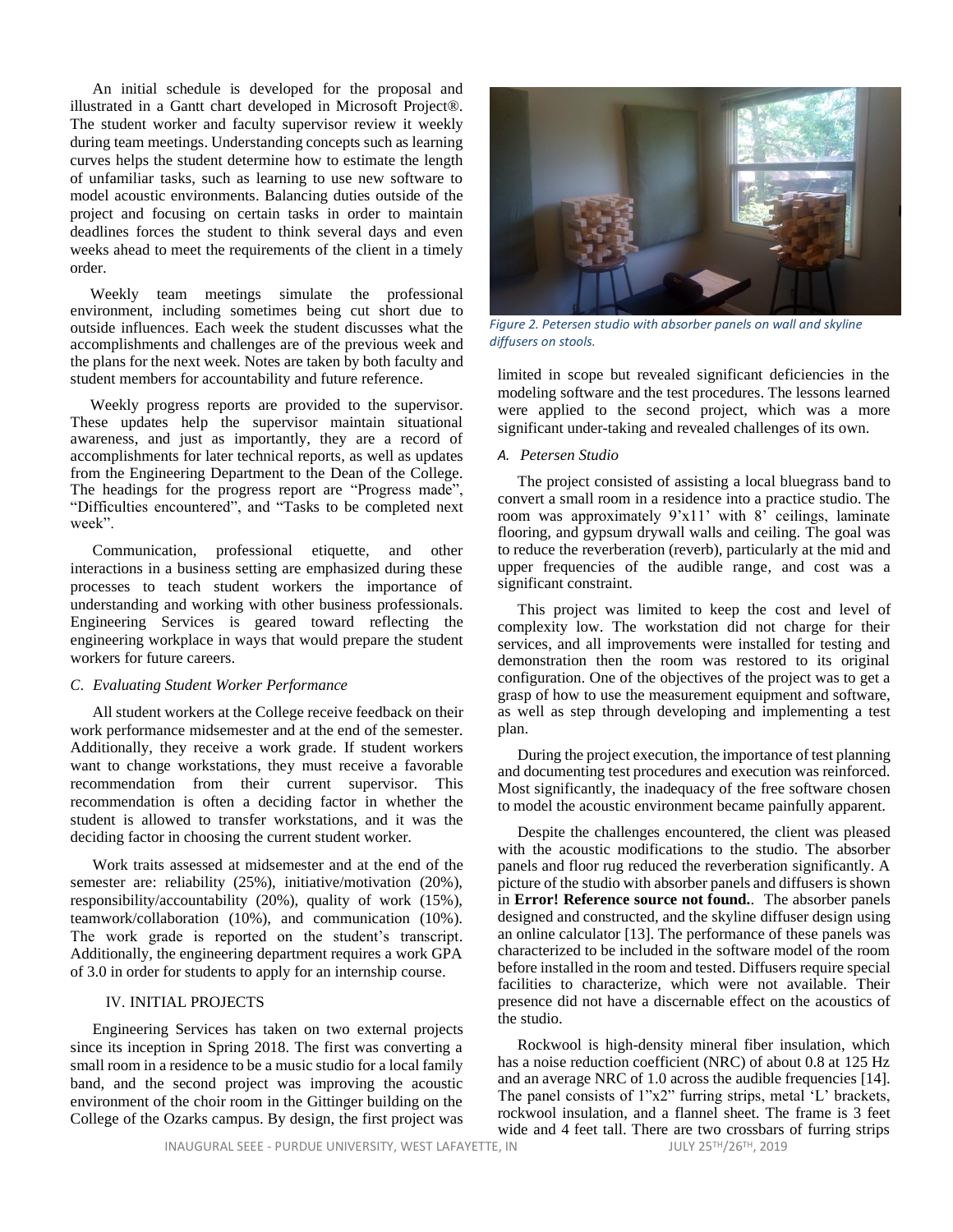An initial schedule is developed for the proposal and illustrated in a Gantt chart developed in Microsoft Project®. The student worker and faculty supervisor review it weekly during team meetings. Understanding concepts such as learning curves helps the student determine how to estimate the length of unfamiliar tasks, such as learning to use new software to model acoustic environments. Balancing duties outside of the project and focusing on certain tasks in order to maintain deadlines forces the student to think several days and even weeks ahead to meet the requirements of the client in a timely order.

Weekly team meetings simulate the professional environment, including sometimes being cut short due to outside influences. Each week the student discusses what the accomplishments and challenges are of the previous week and the plans for the next week. Notes are taken by both faculty and student members for accountability and future reference.

Weekly progress reports are provided to the supervisor. These updates help the supervisor maintain situational awareness, and just as importantly, they are a record of accomplishments for later technical reports, as well as updates from the Engineering Department to the Dean of the College. The headings for the progress report are "Progress made", "Difficulties encountered", and "Tasks to be completed next week".

Communication, professional etiquette, and other interactions in a business setting are emphasized during these processes to teach student workers the importance of understanding and working with other business professionals. Engineering Services is geared toward reflecting the engineering workplace in ways that would prepare the student workers for future careers.

### C. Evaluating Student Worker Performance

All student workers at the College receive feedback on their work performance midsemester and at the end of the semester. Additionally, they receive a work grade. If student workers want to change workstations, they must receive a favorable recommendation from their current supervisor. This recommendation is often a deciding factor in whether the student is allowed to transfer workstations, and it was the deciding factor in choosing the current student worker.

Work traits assessed at midsemester and at the end of the semester are: reliability (25%), initiative/motivation (20%), responsibility/accountability (20%), quality of work (15%), teamwork/collaboration (10%), and communication (10%). The work grade is reported on the student's transcript. Additionally, the engineering department requires a work GPA of 3.0 in order for students to apply for an internship course.

## IV. Initial Projects

Engineering Services has taken on two external projects since its inception in Spring 2018. The first was converting a small room in a residence to be a music studio for a local family band, and the second project was improving the acoustic environment of the choir room in the Gittinger building on the College of the Ozarks campus. By design, the first project was limited in scope but revealed significant deficiencies in the modeling software and the test procedures. The lessons learned were applied to the second project, which was a more significant under-taking and revealed challenges of its own.

*Figure 2. Petersen studio with absorber panels on wall and skyline diffusers on stools.*

### A. Petersen Studio

The project consisted of assisting a local bluegrass band to convert a small room in a residence into a practice studio. The room was approximately 9'x11' with 8' ceilings, laminate flooring, and gypsum drywall walls and ceiling. The goal was to reduce the reverberation (reverb), particularly at the mid and upper frequencies of the audible range, and cost was a significant constraint.

This project was limited to keep the cost and level of complexity low. The workstation did not charge for their services, and all improvements were installed for testing and demonstration then the room was restored to its original configuration. One of the objectives of the project was to get a grasp of how to use the measurement equipment and software, as well as step through developing and implementing a test plan.

During the project execution, the importance of test planning and documenting test procedures and execution was reinforced. Most significantly, the inadequacy of the free software chosen to model the acoustic environment became painfully apparent.

Despite the challenges encountered, the client was pleased with the acoustic modifications to the studio. The absorber panels and floor rug reduced the reverberation significantly. A picture of the studio with absorber panels and diffusers is shown in **Error! Reference source not found.**. The absorber panels designed and constructed, and the skyline diffuser design using an online calculator [13]. The performance of these panels was characterized to be included in the software model of the room before installed in the room and tested. Diffusers require special facilities to characterize, which were not available. Their presence did not have a discernable effect on the acoustics of the studio.

Rockwool is high-density mineral fiber insulation, which has a noise reduction coefficient (NRC) of about 0.8 at 125 Hz and an average NRC of 1.0 across the audible frequencies [14]. The panel consists of 1"x2" furring strips, metal 'L' brackets, rockwool insulation, and a flannel sheet. The frame is 3 feet wide and 4 feet tall. There are two crossbars of furring strips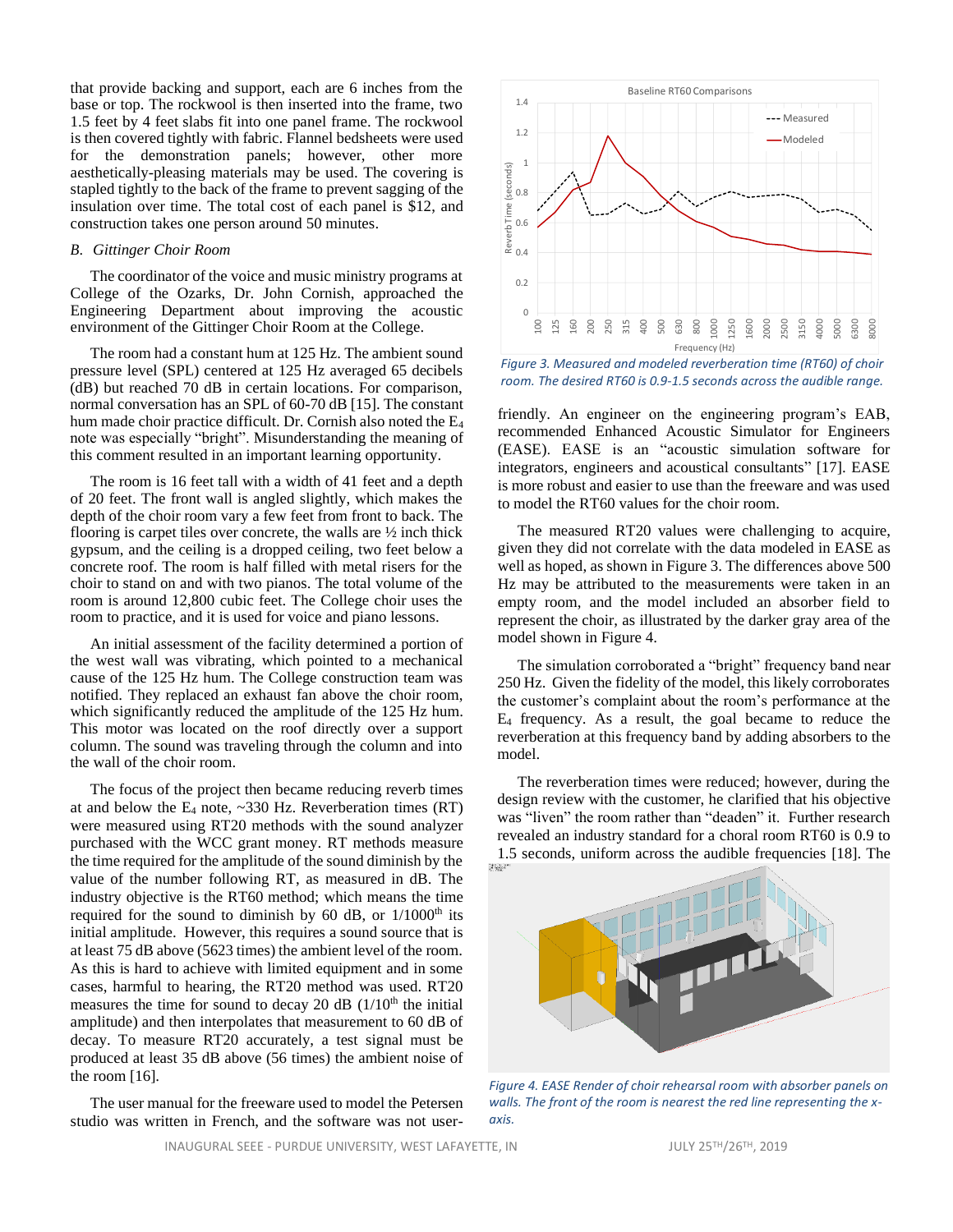that provide backing and support, each are 6 inches from the base or top. The rockwool is then inserted into the frame, two 1.5 feet by 4 feet slabs fit into one panel frame. The rockwool is then covered tightly with fabric. Flannel bedsheets were used for the demonstration panels; however, other more aesthetically-pleasing materials may be used. The covering is stapled tightly to the back of the frame to prevent sagging of the insulation over time. The total cost of each panel is $12, and construction takes one person around 50 minutes.

### B. *Gittinger Choir Room*

The coordinator of the voice and music ministry programs at College of the Ozarks, Dr. John Cornish, approached the Engineering Department about improving the acoustic environment of the Gittinger Choir Room at the College.

The room had a constant hum at 125 Hz. The ambient sound pressure level (SPL) centered at 125 Hz averaged 65 decibels (dB) but reached 70 dB in certain locations. For comparison, normal conversation has an SPL of 60-70 dB [15]. The constant hum made choir practice difficult. Dr. Cornish also noted the $E_4$ note was especially "bright". Misunderstanding the meaning of this comment resulted in an important learning opportunity.

The room is 16 feet tall with a width of 41 feet and a depth of 20 feet. The front wall is angled slightly, which makes the depth of the choir room vary a few feet from front to back. The flooring is carpet tiles over concrete, the walls are ½ inch thick gypsum, and the ceiling is a dropped ceiling, two feet below a concrete roof. The room is half filled with metal risers for the choir to stand on and with two pianos. The total volume of the room is around 12,800 cubic feet. The College choir uses the room to practice, and it is used for voice and piano lessons.

An initial assessment of the facility determined a portion of the west wall was vibrating, which pointed to a mechanical cause of the 125 Hz hum. The College construction team was notified. They replaced an exhaust fan above the choir room, which significantly reduced the amplitude of the 125 Hz hum. This motor was located on the roof directly over a support column. The sound was traveling through the column and into the wall of the choir room.

The focus of the project then became reducing reverb times at and below the $E_4$ note, ~330 Hz. Reverberation times (RT) were measured using RT20 methods with the sound analyzer purchased with the WCC grant money. RT methods measure the time required for the amplitude of the sound diminish by the value of the number following RT, as measured in dB. The industry objective is the RT60 method; which means the time required for the sound to diminish by 60 dB, or 1/1000th its initial amplitude. However, this requires a sound source that is at least 75 dB above (5623 times) the ambient level of the room. As this is hard to achieve with limited equipment and in some cases, harmful to hearing, the RT20 method was used. RT20 measures the time for sound to decay 20 dB (1/10th the initial amplitude) and then interpolates that measurement to 60 dB of decay. To measure RT20 accurately, a test signal must be produced at least 35 dB above (56 times) the ambient noise of the room [16].

The user manual for the freeware used to model the Petersen studio was written in French, and the software was not user-friendly. An engineer on the engineering program's EAB, recommended Enhanced Acoustic Simulator for Engineers (EASE). EASE is an "acoustic simulation software for integrators, engineers and acoustical consultants" [17]. EASE is more robust and easier to use than the freeware and was used to model the RT60 values for the choir room.

*Figure 3. Measured and modeled reverberation time (RT60) of choir room. The desired RT60 is 0.9-1.5 seconds across the audible range.*

The measured RT20 values were challenging to acquire, given they did not correlate with the data modeled in EASE as well as hoped, as shown in Figure 3. The differences above 500 Hz may be attributed to the measurements were taken in an empty room, and the model included an absorber field to represent the choir, as illustrated by the darker gray area of the model shown in Figure 4.

The simulation corroborated a "bright" frequency band near 250 Hz. Given the fidelity of the model, this likely corroborates the customer's complaint about the room's performance at the $E_4$ frequency. As a result, the goal became to reduce the reverberation at this frequency band by adding absorbers to the model.

The reverberation times were reduced; however, during the design review with the customer, he clarified that his objective was "liven" the room rather than "deaden" it. Further research revealed an industry standard for a choral room RT60 is 0.9 to 1.5 seconds, uniform across the audible frequencies [18]. The

*Figure 4. EASE Render of choir rehearsal room with absorber panels on walls. The front of the room is nearest the red line representing the x-axis.*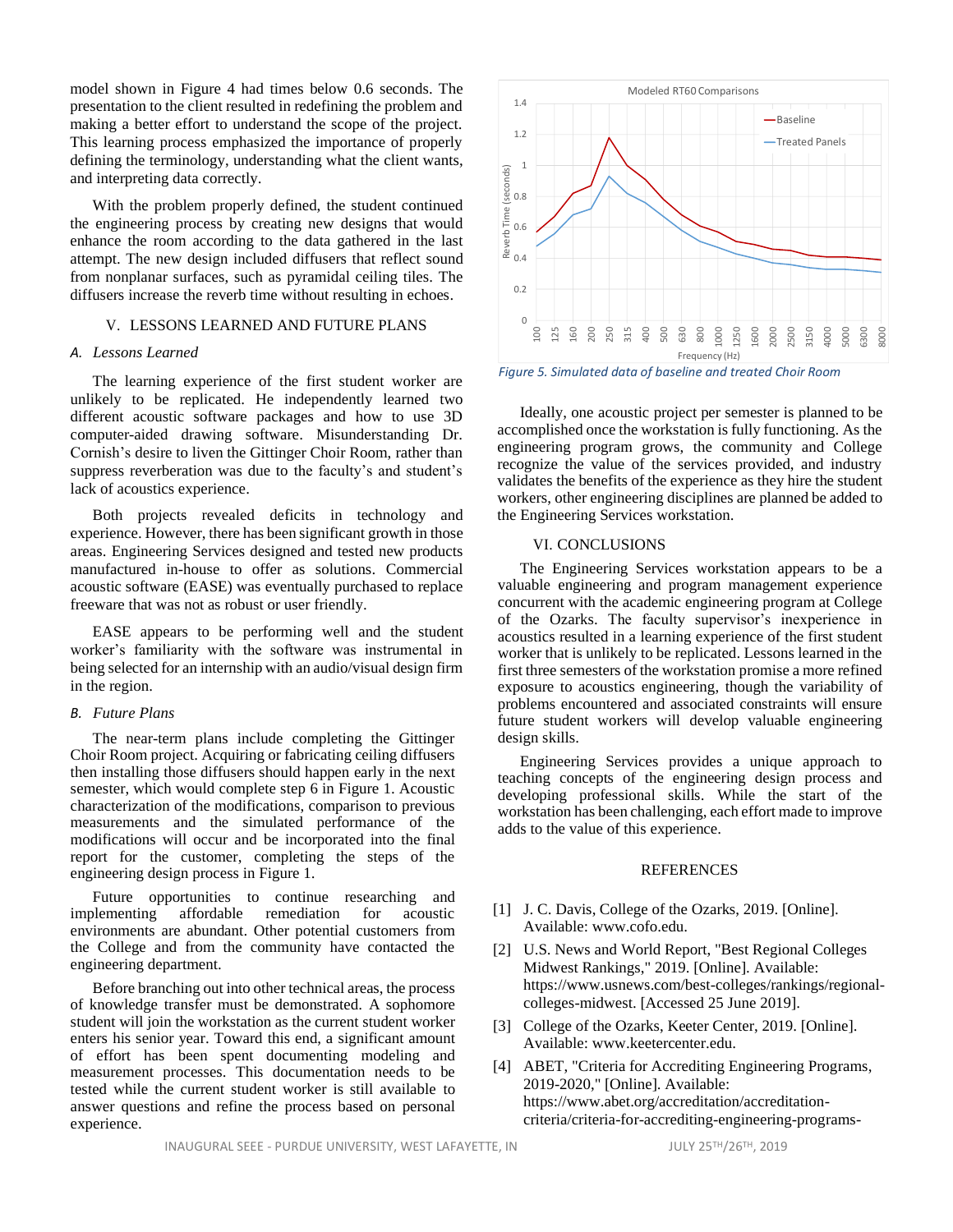model shown in Figure 4 had times below 0.6 seconds. The presentation to the client resulted in redefining the problem and making a better effort to understand the scope of the project. This learning process emphasized the importance of properly defining the terminology, understanding what the client wants, and interpreting data correctly.

With the problem properly defined, the student continued the engineering process by creating new designs that would enhance the room according to the data gathered in the last attempt. The new design included diffusers that reflect sound from nonplanar surfaces, such as pyramidal ceiling tiles. The diffusers increase the reverb time without resulting in echoes.

## V. LESSONS LEARNED AND FUTURE PLANS

### *A. Lessons Learned*

The learning experience of the first student worker are unlikely to be replicated. He independently learned two different acoustic software packages and how to use 3D computer-aided drawing software. Misunderstanding Dr. Cornish's desire to liven the Gittinger Choir Room, rather than suppress reverberation was due to the faculty's and student's lack of acoustics experience.

Both projects revealed deficits in technology and experience. However, there has been significant growth in those areas. Engineering Services designed and tested new products manufactured in-house to offer as solutions. Commercial acoustic software (EASE) was eventually purchased to replace freeware that was not as robust or user friendly.

EASE appears to be performing well and the student worker's familiarity with the software was instrumental in being selected for an internship with an audio/visual design firm in the region.

### *B. Future Plans*

The near-term plans include completing the Gittinger Choir Room project. Acquiring or fabricating ceiling diffusers then installing those diffusers should happen early in the next semester, which would complete step 6 in Figure 1. Acoustic characterization of the modifications, comparison to previous measurements and the simulated performance of the modifications will occur and be incorporated into the final report for the customer, completing the steps of the engineering design process in Figure 1.

Future opportunities to continue researching and implementing affordable remediation for acoustic environments are abundant. Other potential customers from the College and from the community have contacted the engineering department.

Before branching out into other technical areas, the process of knowledge transfer must be demonstrated. A sophomore student will join the workstation as the current student worker enters his senior year. Toward this end, a significant amount of effort has been spent documenting modeling and measurement processes. This documentation needs to be tested while the current student worker is still available to answer questions and refine the process based on personal experience.

*Figure 5. Simulated data of baseline and treated Choir Room*

Ideally, one acoustic project per semester is planned to be accomplished once the workstation is fully functioning. As the engineering program grows, the community and College recognize the value of the services provided, and industry validates the benefits of the experience as they hire the student workers, other engineering disciplines are planned be added to the Engineering Services workstation.

## VI. CONCLUSIONS

The Engineering Services workstation appears to be a valuable engineering and program management experience concurrent with the academic engineering program at College of the Ozarks. The faculty supervisor's inexperience in acoustics resulted in a learning experience of the first student worker that is unlikely to be replicated. Lessons learned in the first three semesters of the workstation promise a more refined exposure to acoustics engineering, though the variability of problems encountered and associated constraints will ensure future student workers will develop valuable engineering design skills.

Engineering Services provides a unique approach to teaching concepts of the engineering design process and developing professional skills. While the start of the workstation has been challenging, each effort made to improve adds to the value of this experience.

## REFERENCES

[1] J. C. Davis, College of the Ozarks, 2019. [Online]. Available: www.cofo.edu.

[2] U.S. News and World Report, "Best Regional Colleges Midwest Rankings," 2019. [Online]. Available: https://www.usnews.com/best-colleges/rankings/regional-colleges-midwest. [Accessed 25 June 2019].

[3] College of the Ozarks, Keeter Center, 2019. [Online]. Available: www.keetercenter.edu.

[4] ABET, "Criteria for Accrediting Engineering Programs, 2019-2020," [Online]. Available: https://www.abet.org/accreditation/accreditation-criteria/criteria-for-accrediting-engineering-programs-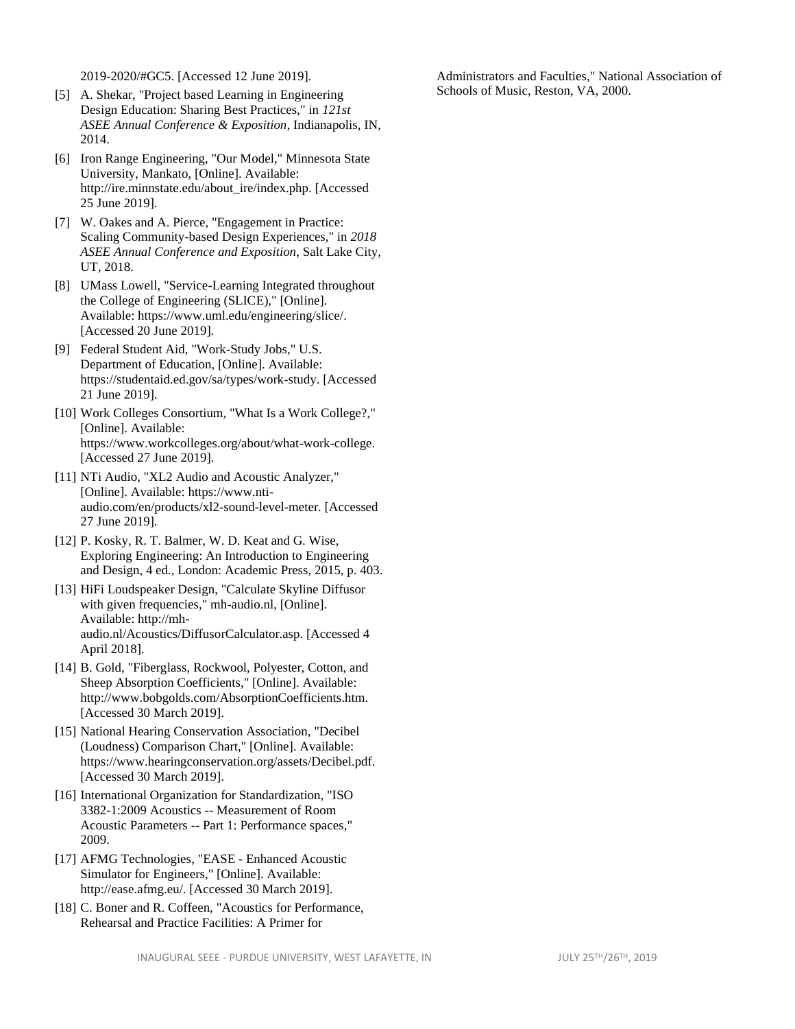2019-2020/#GC5. [Accessed 12 June 2019].

[5] A. Shekar, "Project based Learning in Engineering Design Education: Sharing Best Practices," in *121st ASEE Annual Conference & Exposition*, Indianapolis, IN, 2014.

[6] Iron Range Engineering, "Our Model," Minnesota State University, Mankato, [Online]. Available: http://ire.minnstate.edu/about_ire/index.php. [Accessed 25 June 2019].

[7] W. Oakes and A. Pierce, "Engagement in Practice: Scaling Community-based Design Experiences," in *2018 ASEE Annual Conference and Exposition*, Salt Lake City, UT, 2018.

[8] UMass Lowell, "Service-Learning Integrated throughout the College of Engineering (SLICE)," [Online]. Available: https://www.uml.edu/engineering/slice/. [Accessed 20 June 2019].

[9] Federal Student Aid, "Work-Study Jobs," U.S. Department of Education, [Online]. Available: https://studentaid.ed.gov/sa/types/work-study. [Accessed 21 June 2019].

[10] Work Colleges Consortium, "What Is a Work College?," [Online]. Available: https://www.workcolleges.org/about/what-work-college. [Accessed 27 June 2019].

[11] NTi Audio, "XL2 Audio and Acoustic Analyzer," [Online]. Available: https://www.nti-audio.com/en/products/xl2-sound-level-meter. [Accessed 27 June 2019].

[12] P. Kosky, R. T. Balmer, W. D. Keat and G. Wise, Exploring Engineering: An Introduction to Engineering and Design, 4 ed., London: Academic Press, 2015, p. 403.

[13] HiFi Loudspeaker Design, "Calculate Skyline Diffusor with given frequencies," mh-audio.nl, [Online]. Available: http://mh-audio.nl/Acoustics/DiffusorCalculator.asp. [Accessed 4 April 2018].

[14] B. Gold, "Fiberglass, Rockwool, Polyester, Cotton, and Sheep Absorption Coefficients," [Online]. Available: http://www.bobgolds.com/AbsorptionCoefficients.htm. [Accessed 30 March 2019].

[15] National Hearing Conservation Association, "Decibel (Loudness) Comparison Chart," [Online]. Available: https://www.hearingconservation.org/assets/Decibel.pdf. [Accessed 30 March 2019].

[16] International Organization for Standardization, "ISO 3382-1:2009 Acoustics -- Measurement of Room Acoustic Parameters -- Part 1: Performance spaces," 2009.

[17] AFMG Technologies, "EASE - Enhanced Acoustic Simulator for Engineers," [Online]. Available: http://ease.afmg.eu/. [Accessed 30 March 2019].

[18] C. Boner and R. Coffeen, "Acoustics for Performance, Rehearsal and Practice Facilities: A Primer for Administrators and Faculties," National Association of Schools of Music, Reston, VA, 2000.